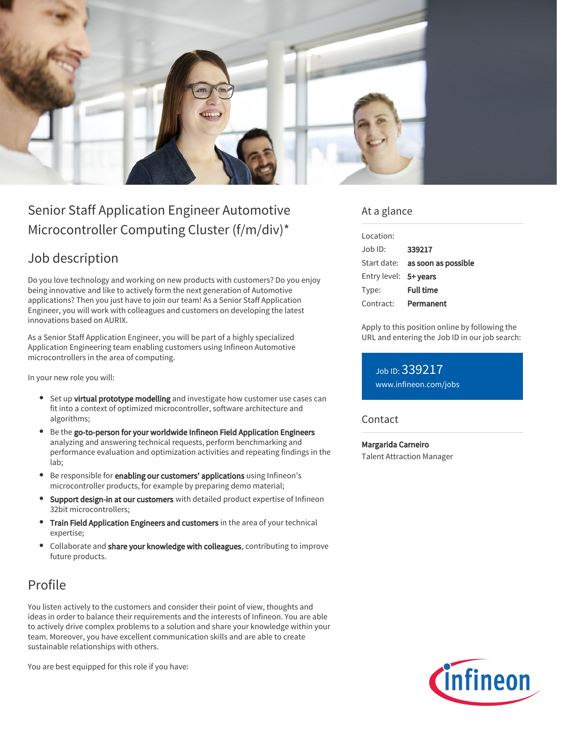# Senior Staff Application Engineer Automotive Microcontroller Computing Cluster (f/m/div)*

## Job description

Do you love technology and working on new products with customers? Do you enjoy being innovative and like to actively form the next generation of Automotive applications? Then you just have to join our team! As a Senior Staff Application Engineer, you will work with colleagues and customers on developing the latest innovations based on AURIX.

As a Senior Staff Application Engineer, you will be part of a highly specialized Application Engineering team enabling customers using Infineon Automotive microcontrollers in the area of computing.

In your new role you will:

- Set up **virtual prototype modelling** and investigate how customer use cases can fit into a context of optimized microcontroller, software architecture and algorithms;
- Be the **go-to-person for your worldwide Infineon Field Application Engineers** analyzing and answering technical requests, perform benchmarking and performance evaluation and optimization activities and repeating findings in the lab;
- Be responsible for **enabling our customers' applications** using Infineon's microcontroller products, for example by preparing demo material;
- **Support design-in at our customers** with detailed product expertise of Infineon 32bit microcontrollers;
- **Train Field Application Engineers and customers** in the area of your technical expertise;
- Collaborate and **share your knowledge with colleagues**, contributing to improve future products.

## Profile

You listen actively to the customers and consider their point of view, thoughts and ideas in order to balance their requirements and the interests of Infineon. You are able to actively drive complex problems to a solution and share your knowledge within your team. Moreover, you have excellent communication skills and are able to create sustainable relationships with others.

You are best equipped for this role if you have:

## At a glance

| | |
|---|---|
| Location: | |
| Job ID: | **339217** |
| Start date: | **as soon as possible** |
| Entry level: | **5+ years** |
| Type: | **Full time** |
| Contract: | **Permanent** |

Apply to this position online by following the URL and entering the Job ID in our job search:

Job ID: 339217
www.infineon.com/jobs

## Contact

**Margarida Carneiro**
Talent Attraction Manager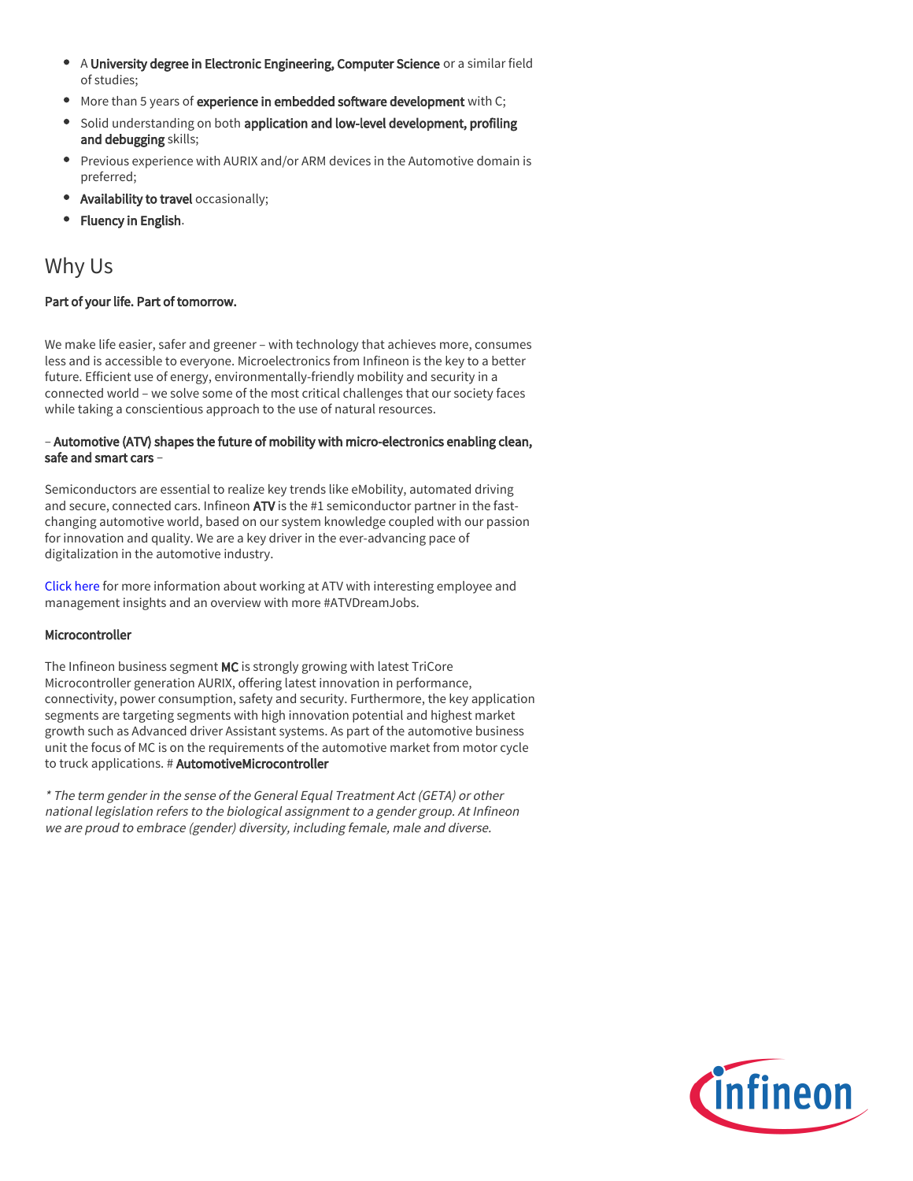- A **University degree in Electronic Engineering, Computer Science** or a similar field of studies;
- More than 5 years of **experience in embedded software development** with C;
- Solid understanding on both **application and low-level development, profiling and debugging** skills;
- Previous experience with AURIX and/or ARM devices in the Automotive domain is preferred;
- **Availability to travel** occasionally;
- **Fluency in English**.

## Why Us

**Part of your life. Part of tomorrow.**

We make life easier, safer and greener – with technology that achieves more, consumes less and is accessible to everyone. Microelectronics from Infineon is the key to a better future. Efficient use of energy, environmentally-friendly mobility and security in a connected world – we solve some of the most critical challenges that our society faces while taking a conscientious approach to the use of natural resources.

– **Automotive (ATV) shapes the future of mobility with micro-electronics enabling clean, safe and smart cars** –

Semiconductors are essential to realize key trends like eMobility, automated driving and secure, connected cars. Infineon **ATV** is the #1 semiconductor partner in the fast-changing automotive world, based on our system knowledge coupled with our passion for innovation and quality. We are a key driver in the ever-advancing pace of digitalization in the automotive industry.

Click here for more information about working at ATV with interesting employee and management insights and an overview with more #ATVDreamJobs.

**Microcontroller**

The Infineon business segment **MC** is strongly growing with latest TriCore Microcontroller generation AURIX, offering latest innovation in performance, connectivity, power consumption, safety and security. Furthermore, the key application segments are targeting segments with high innovation potential and highest market growth such as Advanced driver Assistant systems. As part of the automotive business unit the focus of MC is on the requirements of the automotive market from motor cycle to truck applications. # **AutomotiveMicrocontroller**

*\* The term gender in the sense of the General Equal Treatment Act (GETA) or other national legislation refers to the biological assignment to a gender group. At Infineon we are proud to embrace (gender) diversity, including female, male and diverse.*

infineon